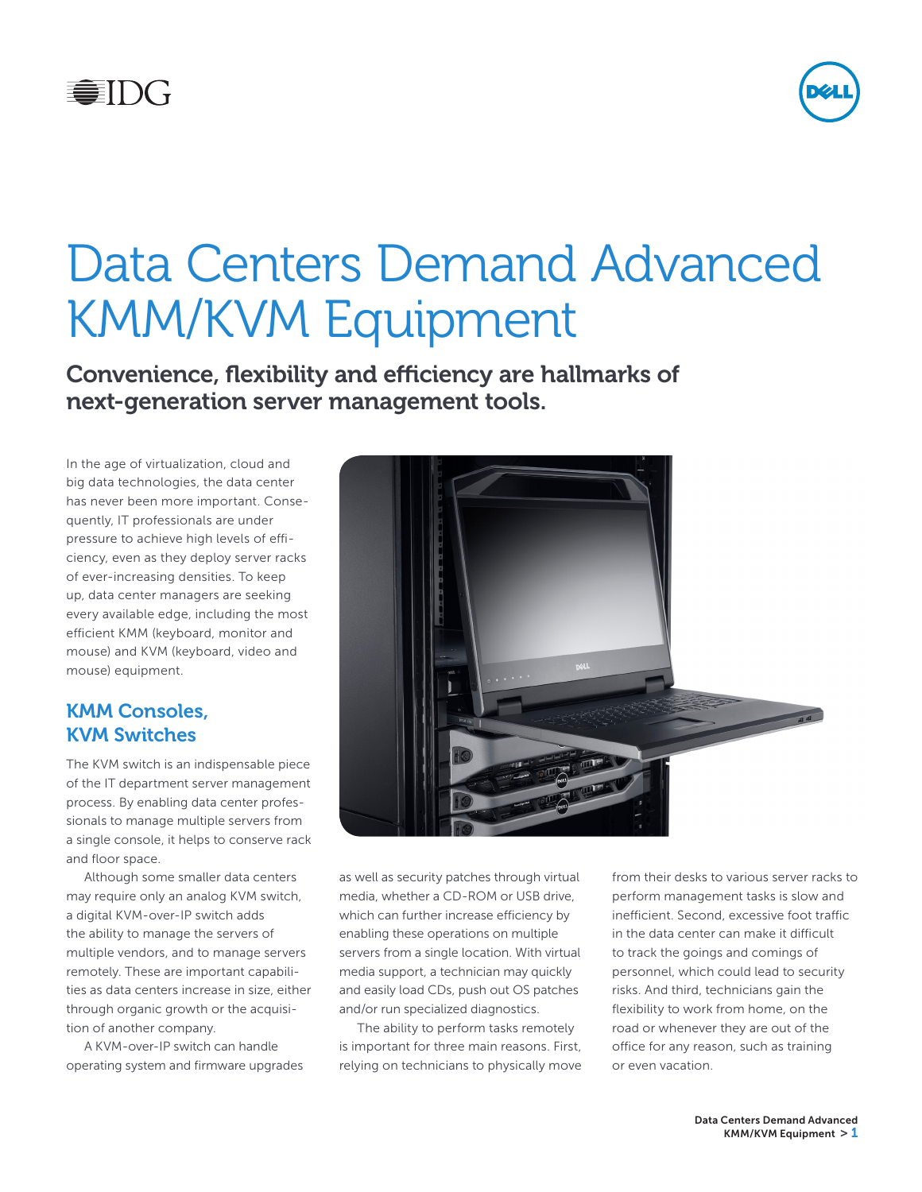# Data Centers Demand Advanced KMM/KVM Equipment

## Convenience, flexibility and efficiency are hallmarks of next-generation server management tools.

In the age of virtualization, cloud and big data technologies, the data center has never been more important. Consequently, IT professionals are under pressure to achieve high levels of efficiency, even as they deploy server racks of ever-increasing densities. To keep up, data center managers are seeking every available edge, including the most efficient KMM (keyboard, monitor and mouse) and KVM (keyboard, video and mouse) equipment.

### KMM Consoles, KVM Switches

The KVM switch is an indispensable piece of the IT department server management process. By enabling data center professionals to manage multiple servers from a single console, it helps to conserve rack and floor space.

Although some smaller data centers may require only an analog KVM switch, a digital KVM-over-IP switch adds the ability to manage the servers of multiple vendors, and to manage servers remotely. These are important capabilities as data centers increase in size, either through organic growth or the acquisition of another company.

A KVM-over-IP switch can handle operating system and firmware upgrades as well as security patches through virtual media, whether a CD-ROM or USB drive, which can further increase efficiency by enabling these operations on multiple servers from a single location. With virtual media support, a technician may quickly and easily load CDs, push out OS patches and/or run specialized diagnostics.

The ability to perform tasks remotely is important for three main reasons. First, relying on technicians to physically move from their desks to various server racks to perform management tasks is slow and inefficient. Second, excessive foot traffic in the data center can make it difficult to track the goings and comings of personnel, which could lead to security risks. And third, technicians gain the flexibility to work from home, on the road or whenever they are out of the office for any reason, such as training or even vacation.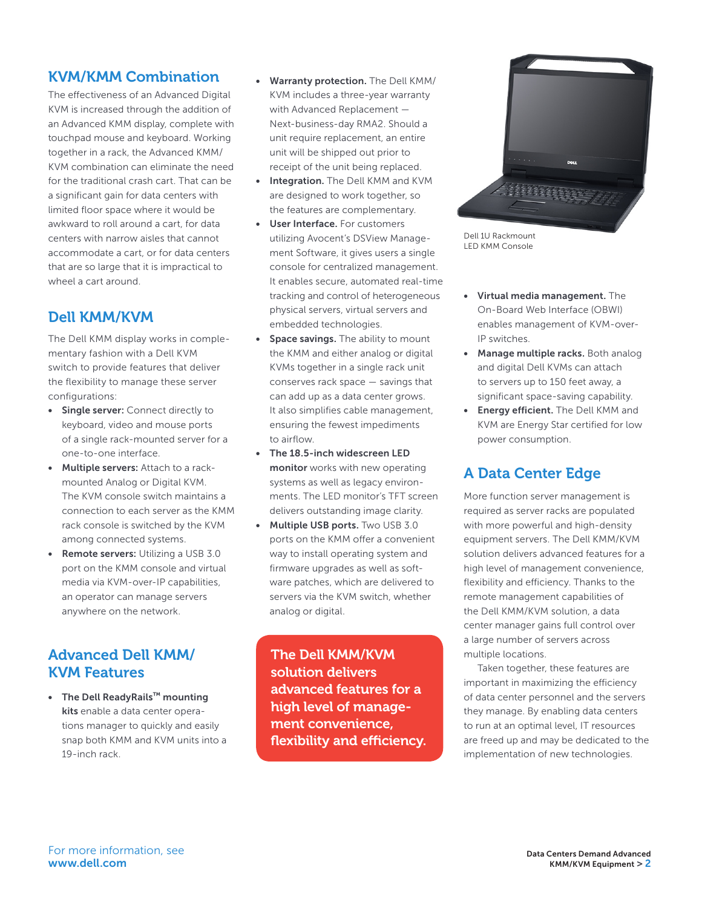## KVM/KMM Combination

The effectiveness of an Advanced Digital KVM is increased through the addition of an Advanced KMM display, complete with touchpad mouse and keyboard. Working together in a rack, the Advanced KMM/KVM combination can eliminate the need for the traditional crash cart. That can be a significant gain for data centers with limited floor space where it would be awkward to roll around a cart, for data centers with narrow aisles that cannot accommodate a cart, or for data centers that are so large that it is impractical to wheel a cart around.

## Dell KMM/KVM

The Dell KMM display works in complementary fashion with a Dell KVM switch to provide features that deliver the flexibility to manage these server configurations:

- **Single server:** Connect directly to keyboard, video and mouse ports of a single rack-mounted server for a one-to-one interface.
- **Multiple servers:** Attach to a rack-mounted Analog or Digital KVM. The KVM console switch maintains a connection to each server as the KMM rack console is switched by the KVM among connected systems.
- **Remote servers:** Utilizing a USB 3.0 port on the KMM console and virtual media via KVM-over-IP capabilities, an operator can manage servers anywhere on the network.

## Advanced Dell KMM/KVM Features

- **The Dell ReadyRails™ mounting kits** enable a data center operations manager to quickly and easily snap both KMM and KVM units into a 19-inch rack.
- **Warranty protection.** The Dell KMM/KVM includes a three-year warranty with Advanced Replacement — Next-business-day RMA2. Should a unit require replacement, an entire unit will be shipped out prior to receipt of the unit being replaced.
- **Integration.** The Dell KMM and KVM are designed to work together, so the features are complementary.
- **User Interface.** For customers utilizing Avocent's DSView Management Software, it gives users a single console for centralized management. It enables secure, automated real-time tracking and control of heterogeneous physical servers, virtual servers and embedded technologies.
- **Space savings.** The ability to mount the KMM and either analog or digital KVMs together in a single rack unit conserves rack space — savings that can add up as a data center grows. It also simplifies cable management, ensuring the fewest impediments to airflow.
- **The 18.5-inch widescreen LED monitor** works with new operating systems as well as legacy environments. The LED monitor's TFT screen delivers outstanding image clarity.
- **Multiple USB ports.** Two USB 3.0 ports on the KMM offer a convenient way to install operating system and firmware upgrades as well as software patches, which are delivered to servers via the KVM switch, whether analog or digital.

**The Dell KMM/KVM solution delivers advanced features for a high level of management convenience, flexibility and efficiency.**

Dell 1U Rackmount LED KMM Console

- **Virtual media management.** The On-Board Web Interface (OBWI) enables management of KVM-over-IP switches.
- **Manage multiple racks.** Both analog and digital Dell KVMs can attach to servers up to 150 feet away, a significant space-saving capability.
- **Energy efficient.** The Dell KMM and KVM are Energy Star certified for low power consumption.

## A Data Center Edge

More function server management is required as server racks are populated with more powerful and high-density equipment servers. The Dell KMM/KVM solution delivers advanced features for a high level of management convenience, flexibility and efficiency. Thanks to the remote management capabilities of the Dell KMM/KVM solution, a data center manager gains full control over a large number of servers across multiple locations.

Taken together, these features are important in maximizing the efficiency of data center personnel and the servers they manage. By enabling data centers to run at an optimal level, IT resources are freed up and may be dedicated to the implementation of new technologies.

For more information, see **www.dell.com**